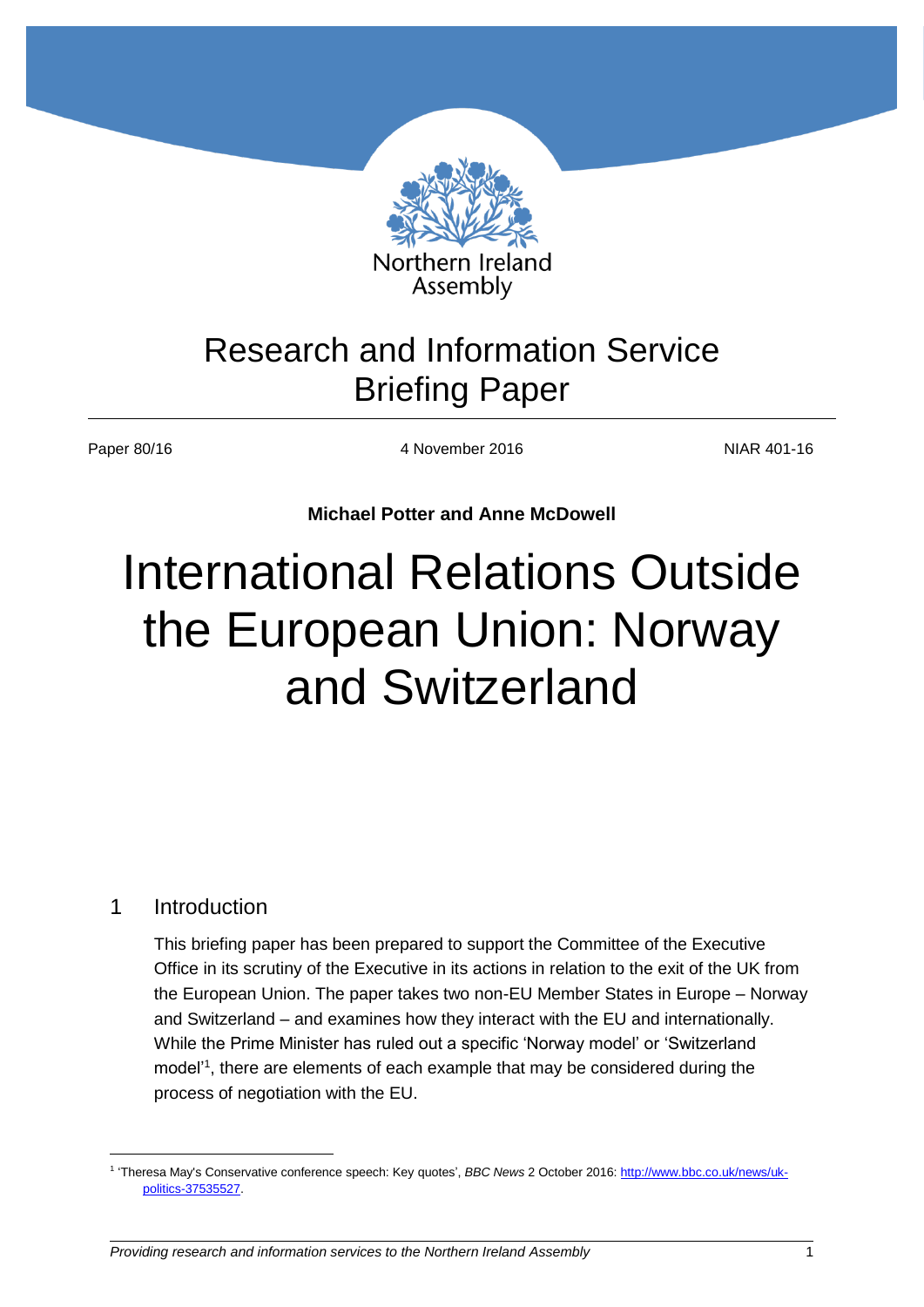Northern Ireland Assembly

Research and Information Service Briefing Paper

Paper 80/16 | 4 November 2016 | NIAR 401-16

**Michael Potter and Anne McDowell**

# International Relations Outside the European Union: Norway and Switzerland

## 1 Introduction

This briefing paper has been prepared to support the Committee of the Executive Office in its scrutiny of the Executive in its actions in relation to the exit of the UK from the European Union. The paper takes two non-EU Member States in Europe – Norway and Switzerland – and examines how they interact with the EU and internationally. While the Prime Minister has ruled out a specific 'Norway model' or 'Switzerland model'[1], there are elements of each example that may be considered during the process of negotiation with the EU.

[1] 'Theresa May's Conservative conference speech: Key quotes', *BBC News* 2 October 2016: http://www.bbc.co.uk/news/uk-politics-37535527.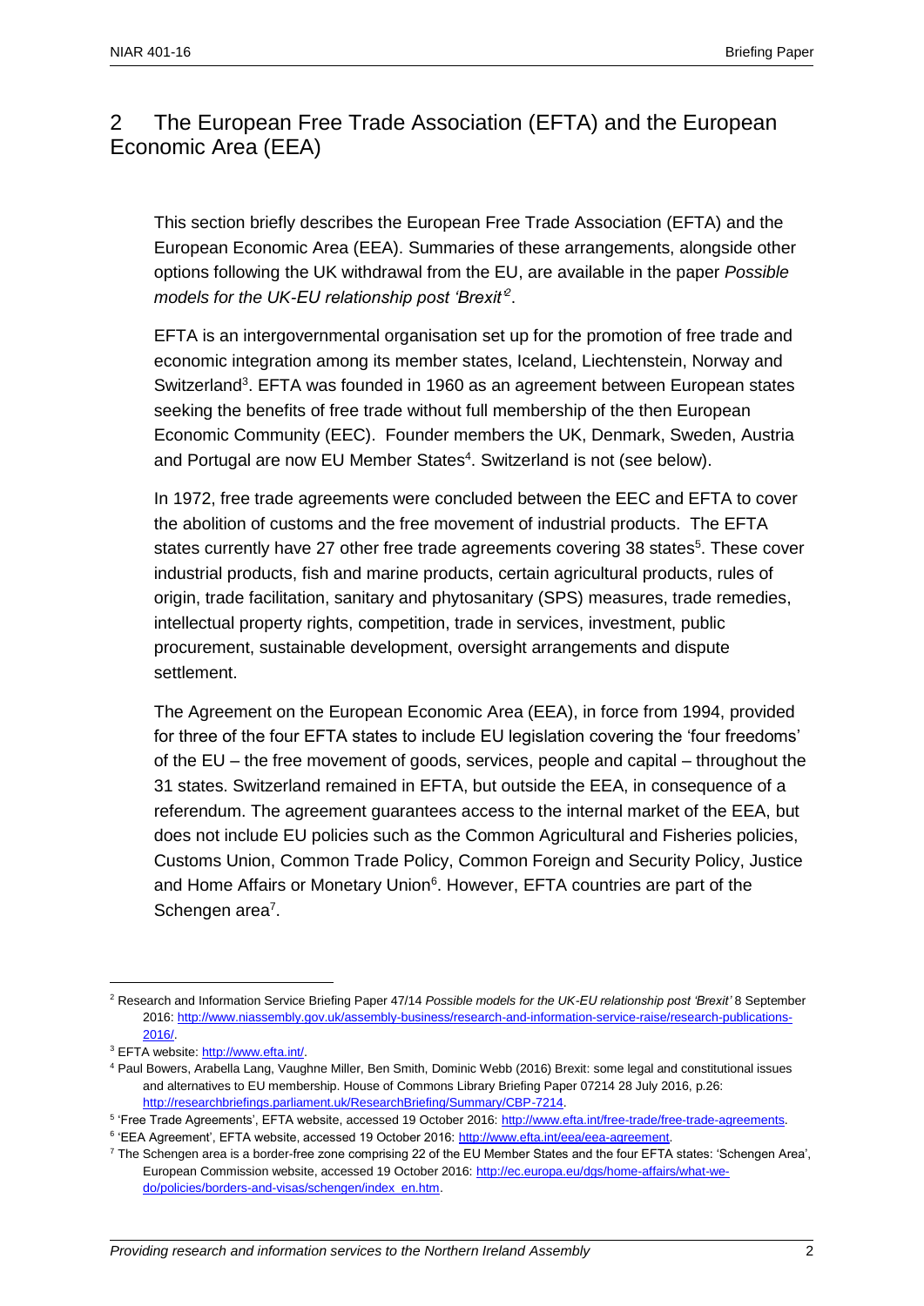## 2 The European Free Trade Association (EFTA) and the European Economic Area (EEA)

This section briefly describes the European Free Trade Association (EFTA) and the European Economic Area (EEA). Summaries of these arrangements, alongside other options following the UK withdrawal from the EU, are available in the paper *Possible models for the UK-EU relationship post 'Brexit'*[2].

EFTA is an intergovernmental organisation set up for the promotion of free trade and economic integration among its member states, Iceland, Liechtenstein, Norway and Switzerland[3]. EFTA was founded in 1960 as an agreement between European states seeking the benefits of free trade without full membership of the then European Economic Community (EEC). Founder members the UK, Denmark, Sweden, Austria and Portugal are now EU Member States[4]. Switzerland is not (see below).

In 1972, free trade agreements were concluded between the EEC and EFTA to cover the abolition of customs and the free movement of industrial products. The EFTA states currently have 27 other free trade agreements covering 38 states[5]. These cover industrial products, fish and marine products, certain agricultural products, rules of origin, trade facilitation, sanitary and phytosanitary (SPS) measures, trade remedies, intellectual property rights, competition, trade in services, investment, public procurement, sustainable development, oversight arrangements and dispute settlement.

The Agreement on the European Economic Area (EEA), in force from 1994, provided for three of the four EFTA states to include EU legislation covering the 'four freedoms' of the EU – the free movement of goods, services, people and capital – throughout the 31 states. Switzerland remained in EFTA, but outside the EEA, in consequence of a referendum. The agreement guarantees access to the internal market of the EEA, but does not include EU policies such as the Common Agricultural and Fisheries policies, Customs Union, Common Trade Policy, Common Foreign and Security Policy, Justice and Home Affairs or Monetary Union[6]. However, EFTA countries are part of the Schengen area[7].

---

[2] Research and Information Service Briefing Paper 47/14 *Possible models for the UK-EU relationship post 'Brexit'* 8 September 2016: http://www.niassembly.gov.uk/assembly-business/research-and-information-service-raise/research-publications-2016/.

[3] EFTA website: http://www.efta.int/.

[4] Paul Bowers, Arabella Lang, Vaughne Miller, Ben Smith, Dominic Webb (2016) Brexit: some legal and constitutional issues and alternatives to EU membership. House of Commons Library Briefing Paper 07214 28 July 2016, p.26: http://researchbriefings.parliament.uk/ResearchBriefing/Summary/CBP-7214.

[5] 'Free Trade Agreements', EFTA website, accessed 19 October 2016: http://www.efta.int/free-trade/free-trade-agreements.

[6] 'EEA Agreement', EFTA website, accessed 19 October 2016: http://www.efta.int/eea/eea-agreement.

[7] The Schengen area is a border-free zone comprising 22 of the EU Member States and the four EFTA states: 'Schengen Area', European Commission website, accessed 19 October 2016: http://ec.europa.eu/dgs/home-affairs/what-we-do/policies/borders-and-visas/schengen/index_en.htm.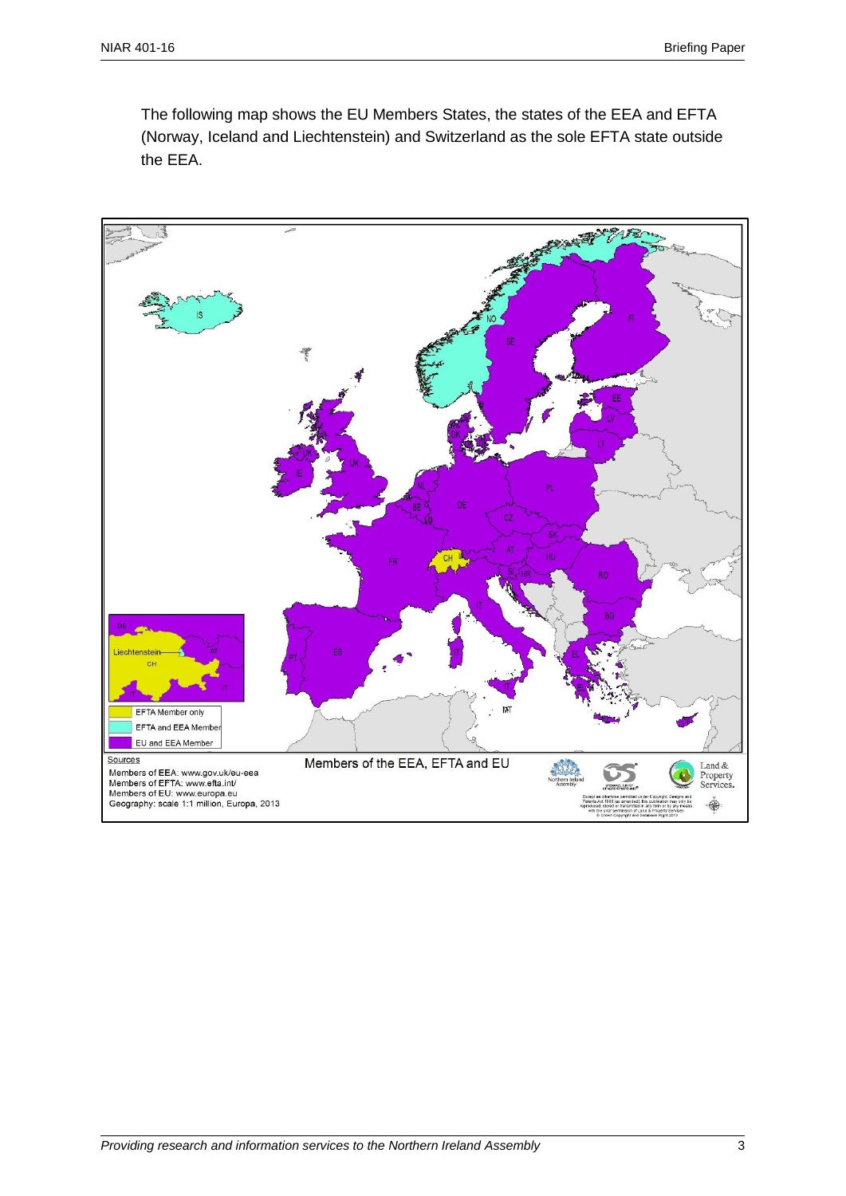The following map shows the EU Members States, the states of the EEA and EFTA (Norway, Iceland and Liechtenstein) and Switzerland as the sole EFTA state outside the EEA.

Members of the EEA, EFTA and EU

Sources
Members of EEA: www.gov.uk/eu-eea
Members of EFTA: www.efta.int/
Members of EU: www.europa.eu
Geography: scale 1:1 million, Europa, 2013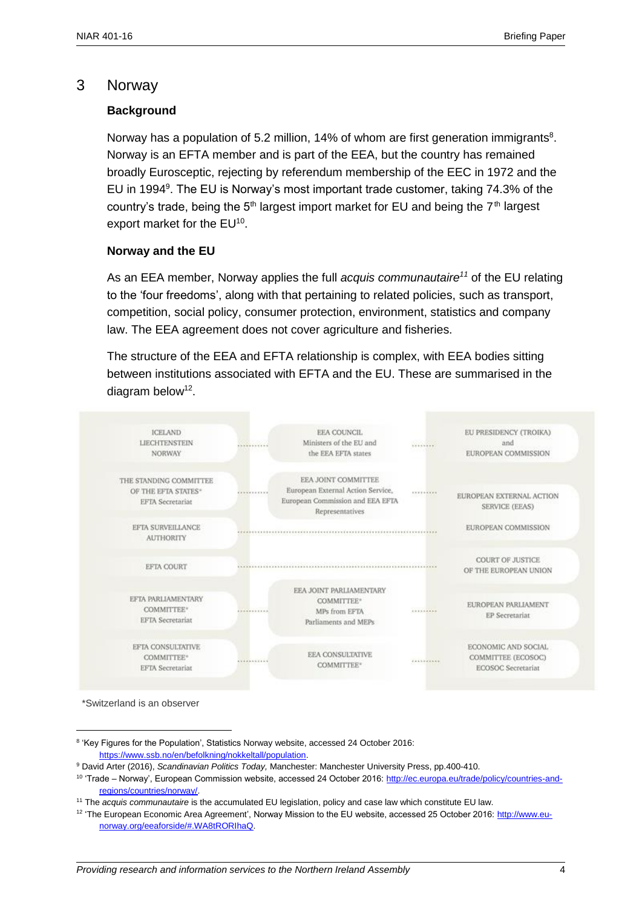## 3 Norway

### Background

Norway has a population of 5.2 million, 14% of whom are first generation immigrants[8]. Norway is an EFTA member and is part of the EEA, but the country has remained broadly Eurosceptic, rejecting by referendum membership of the EEC in 1972 and the EU in 1994[9]. The EU is Norway's most important trade customer, taking 74.3% of the country's trade, being the 5th largest import market for EU and being the 7th largest export market for the EU[10].

### Norway and the EU

As an EEA member, Norway applies the full *acquis communautaire*[11] of the EU relating to the 'four freedoms', along with that pertaining to related policies, such as transport, competition, social policy, consumer protection, environment, statistics and company law. The EEA agreement does not cover agriculture and fisheries.

The structure of the EEA and EFTA relationship is complex, with EEA bodies sitting between institutions associated with EFTA and the EU. These are summarised in the diagram below[12].

| EFTA | EEA | EU |
|---|---|---|
| ICELAND LIECHTENSTEIN NORWAY | EEA COUNCIL Ministers of the EU and the EEA EFTA states | EU PRESIDENCY (TROIKA) and EUROPEAN COMMISSION |
| THE STANDING COMMITTEE OF THE EFTA STATES* EFTA Secretariat | EEA JOINT COMMITTEE European External Action Service, European Commission and EEA EFTA Representatives | EUROPEAN EXTERNAL ACTION SERVICE (EEAS) |
| EFTA SURVEILLANCE AUTHORITY | | EUROPEAN COMMISSION |
| EFTA COURT | | COURT OF JUSTICE OF THE EUROPEAN UNION |
| EFTA PARLIAMENTARY COMMITTEE* EFTA Secretariat | EEA JOINT PARLIAMENTARY COMMITTEE* MPs from EFTA Parliaments and MEPs | EUROPEAN PARLIAMENT EP Secretariat |
| EFTA CONSULTATIVE COMMITTEE* EFTA Secretariat | EEA CONSULTATIVE COMMITTEE* | ECONOMIC AND SOCIAL COMMITTEE (ECOSOC) ECOSOC Secretariat |

*Switzerland is an observer

---

[8] 'Key Figures for the Population', Statistics Norway website, accessed 24 October 2016: https://www.ssb.no/en/befolkning/nokkeltall/population.

[9] David Arter (2016), *Scandinavian Politics Today,* Manchester: Manchester University Press, pp.400-410.

[10] 'Trade – Norway', European Commission website, accessed 24 October 2016: http://ec.europa.eu/trade/policy/countries-and-regions/countries/norway/.

[11] The *acquis communautaire* is the accumulated EU legislation, policy and case law which constitute EU law.

[12] 'The European Economic Area Agreement', Norway Mission to the EU website, accessed 25 October 2016: http://www.eu-norway.org/eeaforside/#.WA8tRORIhaQ.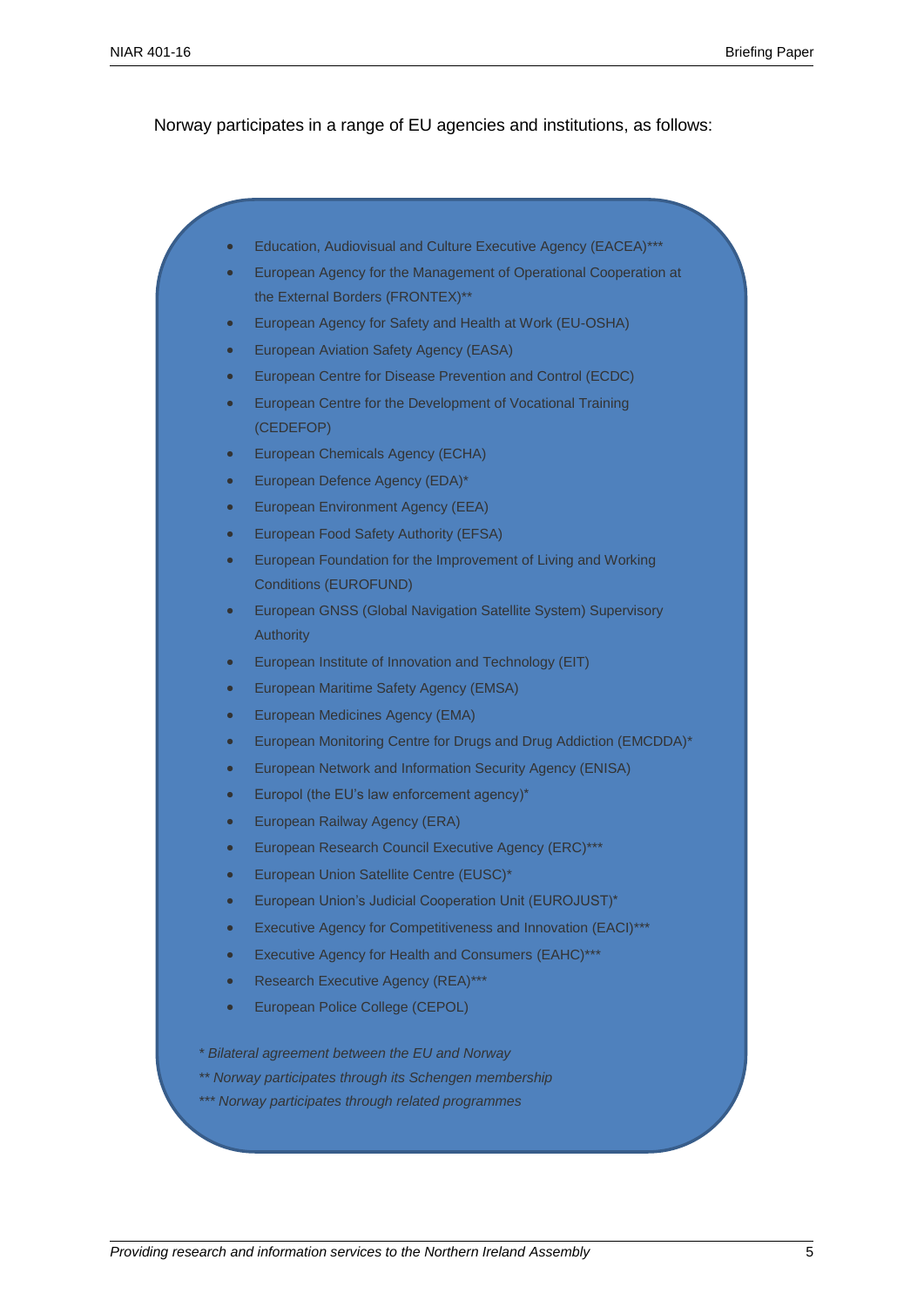Norway participates in a range of EU agencies and institutions, as follows:

- Education, Audiovisual and Culture Executive Agency (EACEA)***
- European Agency for the Management of Operational Cooperation at the External Borders (FRONTEX)**
- European Agency for Safety and Health at Work (EU-OSHA)
- European Aviation Safety Agency (EASA)
- European Centre for Disease Prevention and Control (ECDC)
- European Centre for the Development of Vocational Training (CEDEFOP)
- European Chemicals Agency (ECHA)
- European Defence Agency (EDA)*
- European Environment Agency (EEA)
- European Food Safety Authority (EFSA)
- European Foundation for the Improvement of Living and Working Conditions (EUROFUND)
- European GNSS (Global Navigation Satellite System) Supervisory Authority
- European Institute of Innovation and Technology (EIT)
- European Maritime Safety Agency (EMSA)
- European Medicines Agency (EMA)
- European Monitoring Centre for Drugs and Drug Addiction (EMCDDA)*
- European Network and Information Security Agency (ENISA)
- Europol (the EU's law enforcement agency)*
- European Railway Agency (ERA)
- European Research Council Executive Agency (ERC)***
- European Union Satellite Centre (EUSC)*
- European Union's Judicial Cooperation Unit (EUROJUST)*
- Executive Agency for Competitiveness and Innovation (EACI)***
- Executive Agency for Health and Consumers (EAHC)***
- Research Executive Agency (REA)***
- European Police College (CEPOL)

*\* Bilateral agreement between the EU and Norway*

*\*\* Norway participates through its Schengen membership*

*\*\*\* Norway participates through related programmes*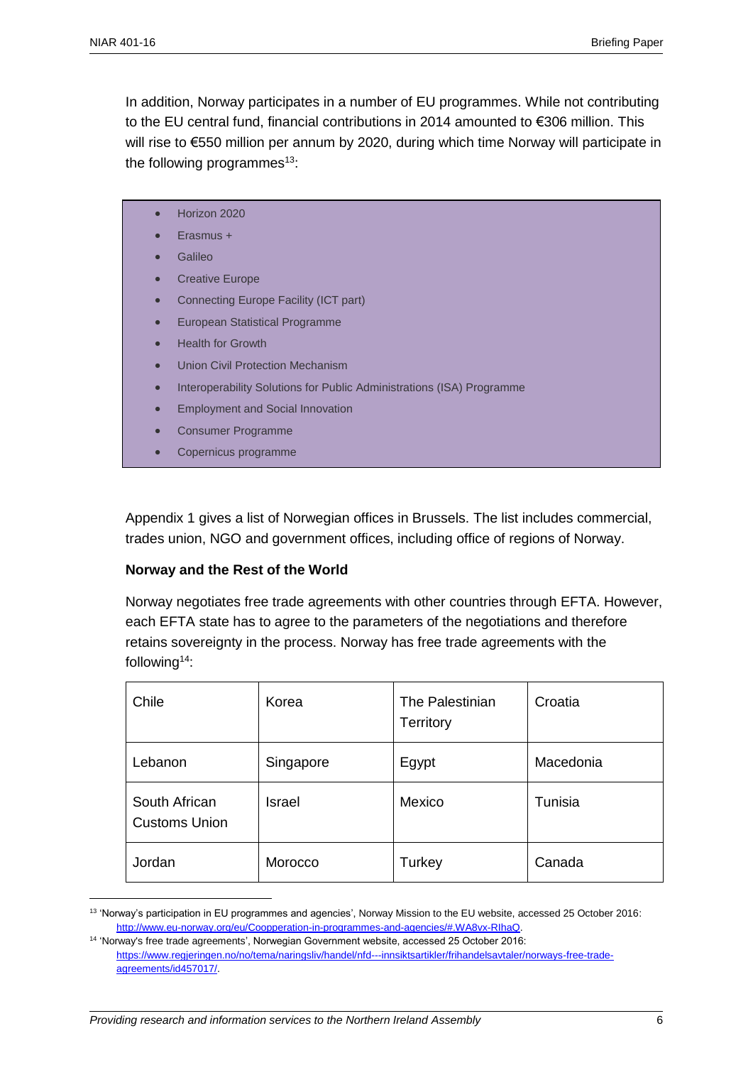In addition, Norway participates in a number of EU programmes. While not contributing to the EU central fund, financial contributions in 2014 amounted to €306 million. This will rise to €550 million per annum by 2020, during which time Norway will participate in the following programmes[13]:

- Horizon 2020
- Erasmus +
- Galileo
- Creative Europe
- Connecting Europe Facility (ICT part)
- European Statistical Programme
- Health for Growth
- Union Civil Protection Mechanism
- Interoperability Solutions for Public Administrations (ISA) Programme
- Employment and Social Innovation
- Consumer Programme
- Copernicus programme

Appendix 1 gives a list of Norwegian offices in Brussels. The list includes commercial, trades union, NGO and government offices, including office of regions of Norway.

**Norway and the Rest of the World**

Norway negotiates free trade agreements with other countries through EFTA. However, each EFTA state has to agree to the parameters of the negotiations and therefore retains sovereignty in the process. Norway has free trade agreements with the following[14]:

| Chile | Korea | The Palestinian Territory | Croatia |
|---|---|---|---|
| Lebanon | Singapore | Egypt | Macedonia |
| South African Customs Union | Israel | Mexico | Tunisia |
| Jordan | Morocco | Turkey | Canada |

[13] 'Norway's participation in EU programmes and agencies', Norway Mission to the EU website, accessed 25 October 2016: http://www.eu-norway.org/eu/Coopperation-in-programmes-and-agencies/#.WA8vx-RlhaQ.

[14] 'Norway's free trade agreements', Norwegian Government website, accessed 25 October 2016: https://www.regjeringen.no/no/tema/naringsliv/handel/nfd---innsiktsartikler/frihandelsavtaler/norways-free-trade-agreements/id457017/.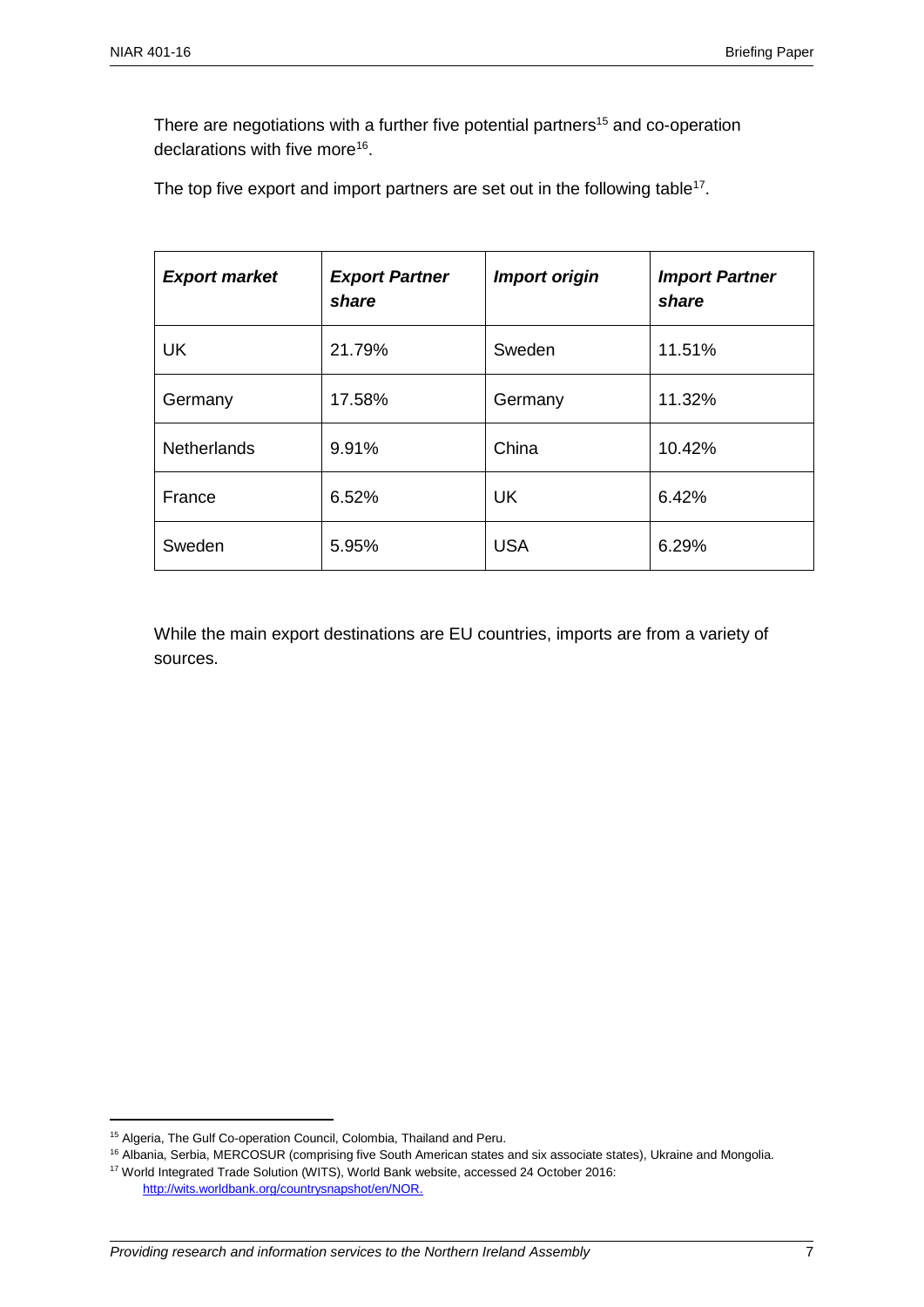There are negotiations with a further five potential partners[15] and co-operation declarations with five more[16].

The top five export and import partners are set out in the following table[17].

| ***Export market*** | ***Export Partner share*** | ***Import origin*** | ***Import Partner share*** |
|---|---|---|---|
| UK | 21.79% | Sweden | 11.51% |
| Germany | 17.58% | Germany | 11.32% |
| Netherlands | 9.91% | China | 10.42% |
| France | 6.52% | UK | 6.42% |
| Sweden | 5.95% | USA | 6.29% |

While the main export destinations are EU countries, imports are from a variety of sources.

[15] Algeria, The Gulf Co-operation Council, Colombia, Thailand and Peru.

[16] Albania, Serbia, MERCOSUR (comprising five South American states and six associate states), Ukraine and Mongolia.

[17] World Integrated Trade Solution (WITS), World Bank website, accessed 24 October 2016: http://wits.worldbank.org/countrysnapshot/en/NOR.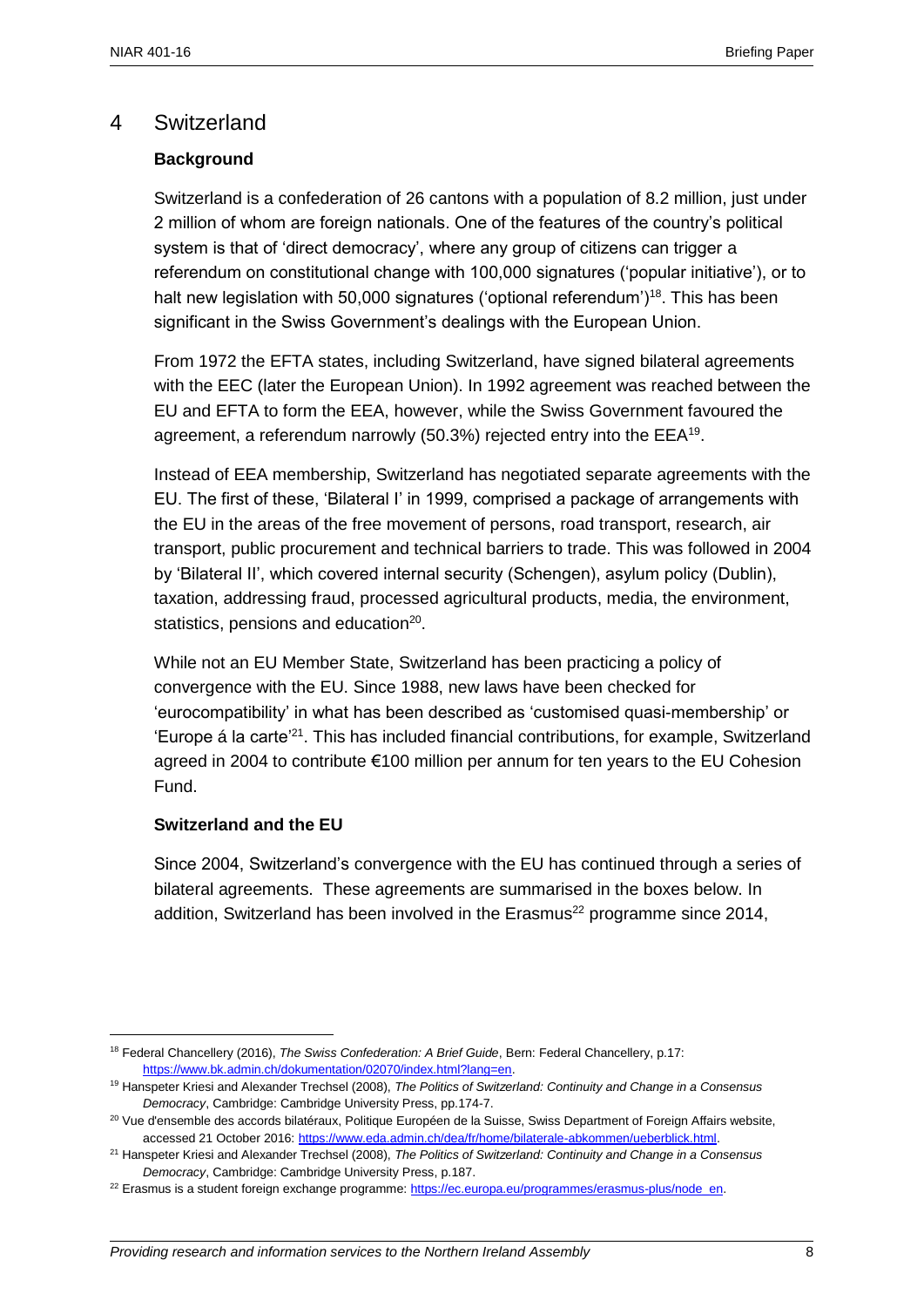## 4 Switzerland

### Background

Switzerland is a confederation of 26 cantons with a population of 8.2 million, just under 2 million of whom are foreign nationals. One of the features of the country's political system is that of 'direct democracy', where any group of citizens can trigger a referendum on constitutional change with 100,000 signatures ('popular initiative'), or to halt new legislation with 50,000 signatures ('optional referendum')[18]. This has been significant in the Swiss Government's dealings with the European Union.

From 1972 the EFTA states, including Switzerland, have signed bilateral agreements with the EEC (later the European Union). In 1992 agreement was reached between the EU and EFTA to form the EEA, however, while the Swiss Government favoured the agreement, a referendum narrowly (50.3%) rejected entry into the EEA[19].

Instead of EEA membership, Switzerland has negotiated separate agreements with the EU. The first of these, 'Bilateral I' in 1999, comprised a package of arrangements with the EU in the areas of the free movement of persons, road transport, research, air transport, public procurement and technical barriers to trade. This was followed in 2004 by 'Bilateral II', which covered internal security (Schengen), asylum policy (Dublin), taxation, addressing fraud, processed agricultural products, media, the environment, statistics, pensions and education[20].

While not an EU Member State, Switzerland has been practicing a policy of convergence with the EU. Since 1988, new laws have been checked for 'eurocompatibility' in what has been described as 'customised quasi-membership' or 'Europe á la carte'[21]. This has included financial contributions, for example, Switzerland agreed in 2004 to contribute €100 million per annum for ten years to the EU Cohesion Fund.

### Switzerland and the EU

Since 2004, Switzerland's convergence with the EU has continued through a series of bilateral agreements. These agreements are summarised in the boxes below. In addition, Switzerland has been involved in the Erasmus[22] programme since 2014,

---

[18] Federal Chancellery (2016), *The Swiss Confederation: A Brief Guide*, Bern: Federal Chancellery, p.17: https://www.bk.admin.ch/dokumentation/02070/index.html?lang=en.

[19] Hanspeter Kriesi and Alexander Trechsel (2008), *The Politics of Switzerland: Continuity and Change in a Consensus Democracy*, Cambridge: Cambridge University Press, pp.174-7.

[20] Vue d'ensemble des accords bilatéraux, Politique Européen de la Suisse, Swiss Department of Foreign Affairs website, accessed 21 October 2016: https://www.eda.admin.ch/dea/fr/home/bilaterale-abkommen/ueberblick.html.

[21] Hanspeter Kriesi and Alexander Trechsel (2008), *The Politics of Switzerland: Continuity and Change in a Consensus Democracy*, Cambridge: Cambridge University Press, p.187.

[22] Erasmus is a student foreign exchange programme: https://ec.europa.eu/programmes/erasmus-plus/node_en.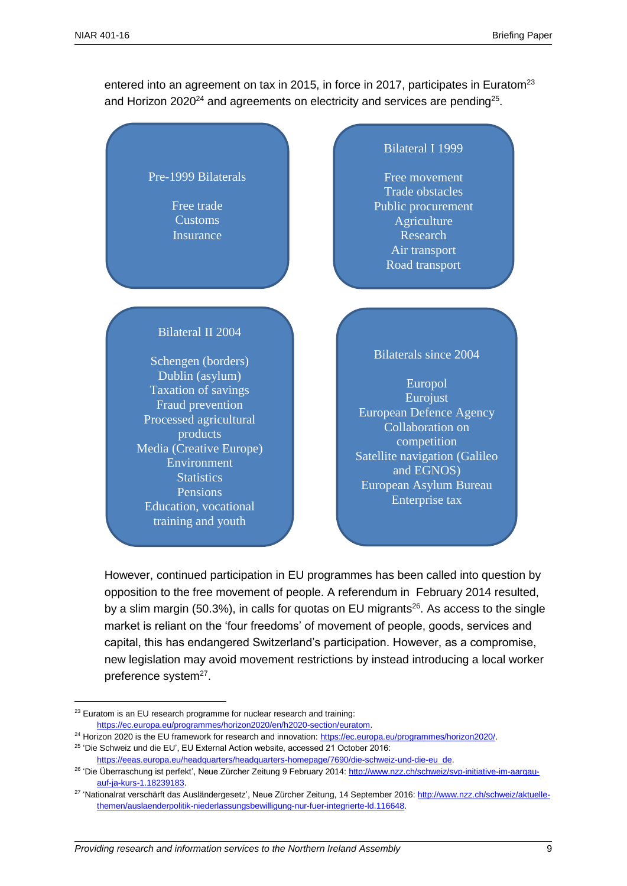entered into an agreement on tax in 2015, in force in 2017, participates in Euratom[23] and Horizon 2020[24] and agreements on electricity and services are pending[25].

**Pre-1999 Bilaterals**

- Free trade
- Customs
- Insurance

**Bilateral I 1999**

- Free movement
- Trade obstacles
- Public procurement
- Agriculture
- Research
- Air transport
- Road transport

**Bilateral II 2004**

- Schengen (borders)
- Dublin (asylum)
- Taxation of savings
- Fraud prevention
- Processed agricultural products
- Media (Creative Europe)
- Environment
- Statistics
- Pensions
- Education, vocational training and youth

**Bilaterals since 2004**

- Europol
- Eurojust
- European Defence Agency
- Collaboration on competition
- Satellite navigation (Galileo and EGNOS)
- European Asylum Bureau
- Enterprise tax

However, continued participation in EU programmes has been called into question by opposition to the free movement of people. A referendum in February 2014 resulted, by a slim margin (50.3%), in calls for quotas on EU migrants[26]. As access to the single market is reliant on the 'four freedoms' of movement of people, goods, services and capital, this has endangered Switzerland's participation. However, as a compromise, new legislation may avoid movement restrictions by instead introducing a local worker preference system[27].

---

[23] Euratom is an EU research programme for nuclear research and training: https://ec.europa.eu/programmes/horizon2020/en/h2020-section/euratom.

[24] Horizon 2020 is the EU framework for research and innovation: https://ec.europa.eu/programmes/horizon2020/.

[25] 'Die Schweiz und die EU', EU External Action website, accessed 21 October 2016: https://eeas.europa.eu/headquarters/headquarters-homepage/7690/die-schweiz-und-die-eu_de.

[26] 'Die Überraschung ist perfekt', Neue Zürcher Zeitung 9 February 2014: http://www.nzz.ch/schweiz/svp-initiative-im-aargau-auf-ja-kurs-1.18239183.

[27] 'Nationalrat verschärft das Ausländergesetz', Neue Zürcher Zeitung, 14 September 2016: http://www.nzz.ch/schweiz/aktuelle-themen/auslaenderpolitik-niederlassungsbewilligung-nur-fuer-integrierte-ld.116648.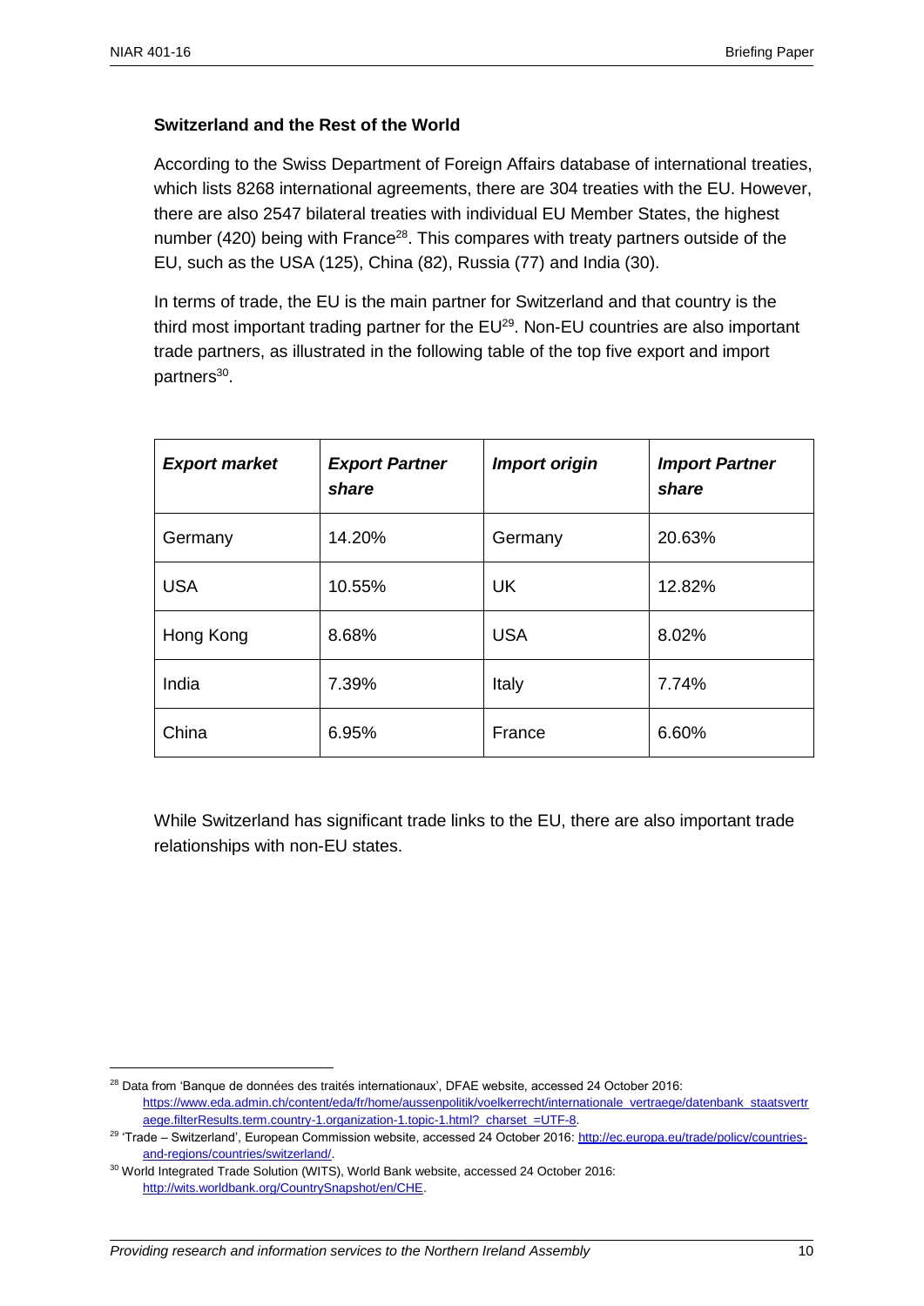**Switzerland and the Rest of the World**

According to the Swiss Department of Foreign Affairs database of international treaties, which lists 8268 international agreements, there are 304 treaties with the EU. However, there are also 2547 bilateral treaties with individual EU Member States, the highest number (420) being with France[28]. This compares with treaty partners outside of the EU, such as the USA (125), China (82), Russia (77) and India (30).

In terms of trade, the EU is the main partner for Switzerland and that country is the third most important trading partner for the EU[29]. Non-EU countries are also important trade partners, as illustrated in the following table of the top five export and import partners[30].

| ***Export market*** | ***Export Partner share*** | ***Import origin*** | ***Import Partner share*** |
|---|---|---|---|
| Germany | 14.20% | Germany | 20.63% |
| USA | 10.55% | UK | 12.82% |
| Hong Kong | 8.68% | USA | 8.02% |
| India | 7.39% | Italy | 7.74% |
| China | 6.95% | France | 6.60% |

While Switzerland has significant trade links to the EU, there are also important trade relationships with non-EU states.

---

[28] Data from 'Banque de données des traités internationaux', DFAE website, accessed 24 October 2016: https://www.eda.admin.ch/content/eda/fr/home/aussenpolitik/voelkerrecht/internationale_vertraege/datenbank_staatsvertraege.filterResults.term.country-1.organization-1.topic-1.html?_charset_=UTF-8.

[29] 'Trade – Switzerland', European Commission website, accessed 24 October 2016: http://ec.europa.eu/trade/policy/countries-and-regions/countries/switzerland/.

[30] World Integrated Trade Solution (WITS), World Bank website, accessed 24 October 2016: http://wits.worldbank.org/CountrySnapshot/en/CHE.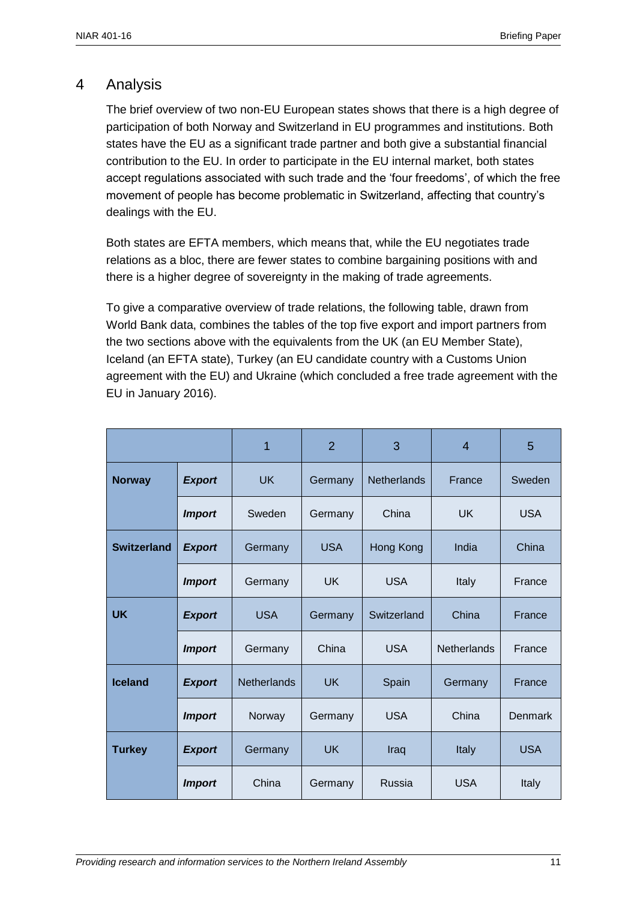## 4 Analysis

The brief overview of two non-EU European states shows that there is a high degree of participation of both Norway and Switzerland in EU programmes and institutions. Both states have the EU as a significant trade partner and both give a substantial financial contribution to the EU. In order to participate in the EU internal market, both states accept regulations associated with such trade and the 'four freedoms', of which the free movement of people has become problematic in Switzerland, affecting that country's dealings with the EU.

Both states are EFTA members, which means that, while the EU negotiates trade relations as a bloc, there are fewer states to combine bargaining positions with and there is a higher degree of sovereignty in the making of trade agreements.

To give a comparative overview of trade relations, the following table, drawn from World Bank data, combines the tables of the top five export and import partners from the two sections above with the equivalents from the UK (an EU Member State), Iceland (an EFTA state), Turkey (an EU candidate country with a Customs Union agreement with the EU) and Ukraine (which concluded a free trade agreement with the EU in January 2016).

| | | 1 | 2 | 3 | 4 | 5 |
|---|---|---|---|---|---|---|
| **Norway** | ***Export*** | UK | Germany | Netherlands | France | Sweden |
| | ***Import*** | Sweden | Germany | China | UK | USA |
| **Switzerland** | ***Export*** | Germany | USA | Hong Kong | India | China |
| | ***Import*** | Germany | UK | USA | Italy | France |
| **UK** | ***Export*** | USA | Germany | Switzerland | China | France |
| | ***Import*** | Germany | China | USA | Netherlands | France |
| **Iceland** | ***Export*** | Netherlands | UK | Spain | Germany | France |
| | ***Import*** | Norway | Germany | USA | China | Denmark |
| **Turkey** | ***Export*** | Germany | UK | Iraq | Italy | USA |
| | ***Import*** | China | Germany | Russia | USA | Italy |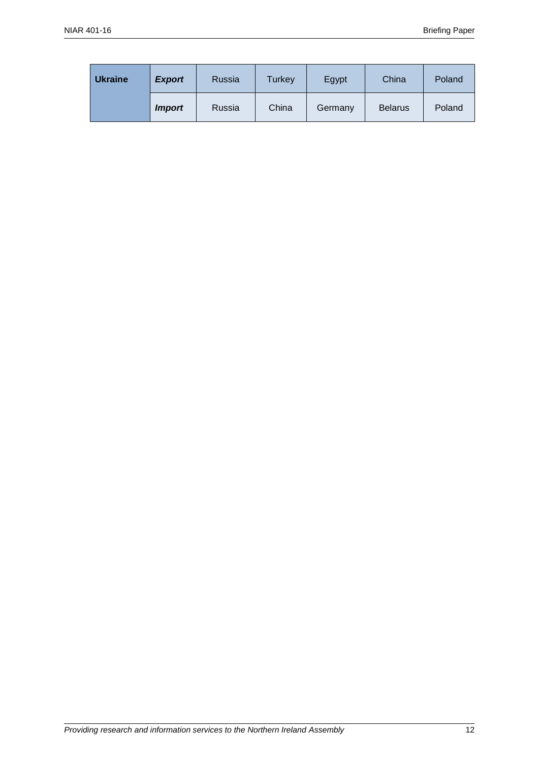| Ukraine | *Export* | Russia | Turkey | Egypt | China | Poland |
|---|---|---|---|---|---|---|
| | *Import* | Russia | China | Germany | Belarus | Poland |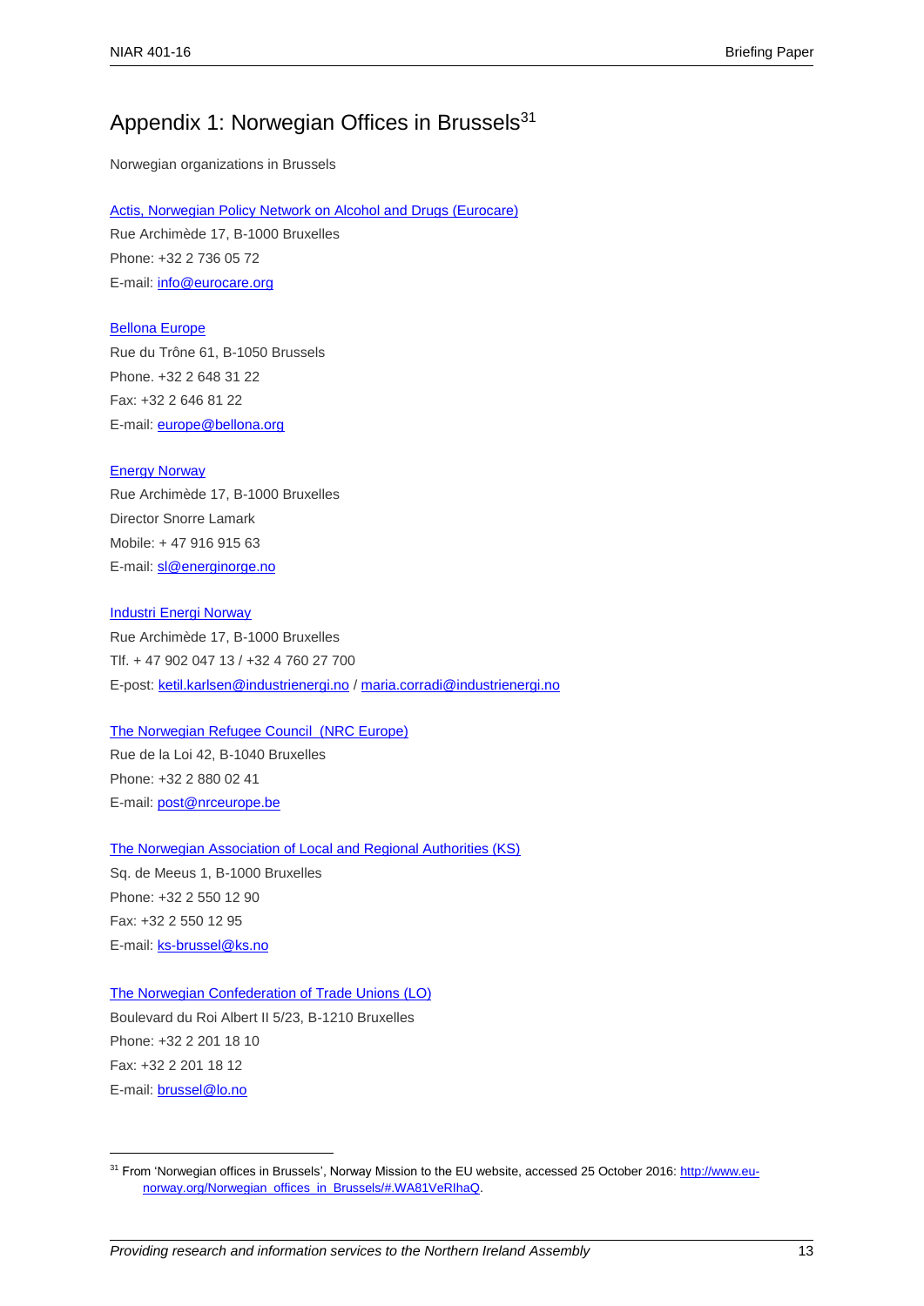# Appendix 1: Norwegian Offices in Brussels[31]

Norwegian organizations in Brussels

Actis, Norwegian Policy Network on Alcohol and Drugs (Eurocare)
Rue Archimède 17, B-1000 Bruxelles
Phone: +32 2 736 05 72
E-mail: info@eurocare.org

Bellona Europe
Rue du Trône 61, B-1050 Brussels
Phone. +32 2 648 31 22
Fax: +32 2 646 81 22
E-mail: europe@bellona.org

Energy Norway
Rue Archimède 17, B-1000 Bruxelles
Director Snorre Lamark
Mobile: + 47 916 915 63
E-mail: sl@energinorge.no

Industri Energi Norway
Rue Archimède 17, B-1000 Bruxelles
Tlf. + 47 902 047 13 / +32 4 760 27 700
E-post: ketil.karlsen@industrienergi.no / maria.corradi@industrienergi.no

The Norwegian Refugee Council (NRC Europe)
Rue de la Loi 42, B-1040 Bruxelles
Phone: +32 2 880 02 41
E-mail: post@nrceurope.be

The Norwegian Association of Local and Regional Authorities (KS)
Sq. de Meeus 1, B-1000 Bruxelles
Phone: +32 2 550 12 90
Fax: +32 2 550 12 95
E-mail: ks-brussel@ks.no

The Norwegian Confederation of Trade Unions (LO)
Boulevard du Roi Albert II 5/23, B-1210 Bruxelles
Phone: +32 2 201 18 10
Fax: +32 2 201 18 12
E-mail: brussel@lo.no

---

[31] From 'Norwegian offices in Brussels', Norway Mission to the EU website, accessed 25 October 2016: http://www.eu-norway.org/Norwegian_offices_in_Brussels/#.WA81VeRIhaQ.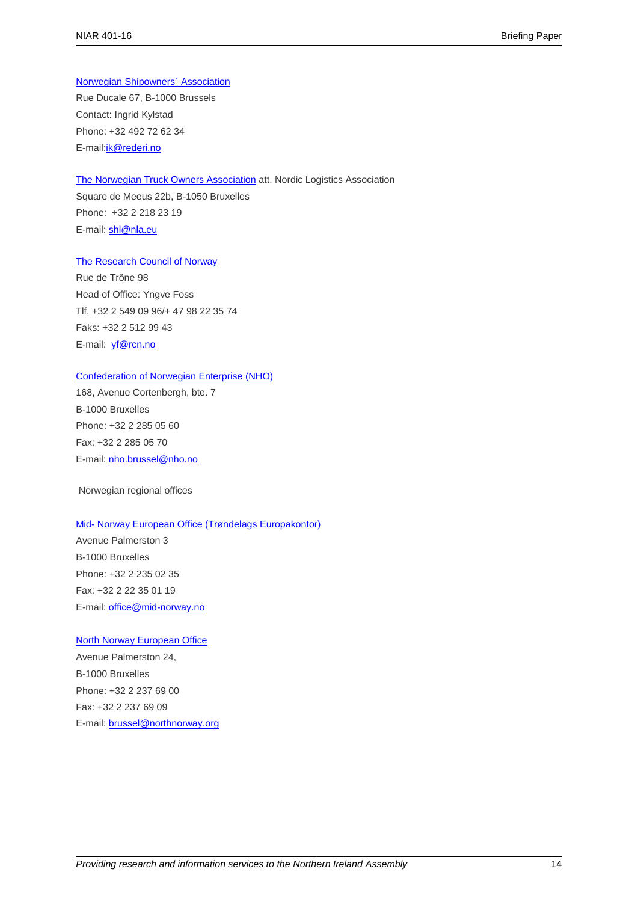Norwegian Shipowners` Association
Rue Ducale 67, B-1000 Brussels
Contact: Ingrid Kylstad
Phone: +32 492 72 62 34
E-mail:ik@rederi.no

The Norwegian Truck Owners Association att. Nordic Logistics Association
Square de Meeus 22b, B-1050 Bruxelles
Phone:  +32 2 218 23 19
E-mail: shl@nla.eu

The Research Council of Norway
Rue de Trône 98
Head of Office: Yngve Foss
Tlf. +32 2 549 09 96/+ 47 98 22 35 74
Faks: +32 2 512 99 43
E-mail:  yf@rcn.no

Confederation of Norwegian Enterprise (NHO)
168, Avenue Cortenbergh, bte. 7
B-1000 Bruxelles
Phone: +32 2 285 05 60
Fax: +32 2 285 05 70
E-mail: nho.brussel@nho.no

Norwegian regional offices

Mid- Norway European Office (Trøndelags Europakontor)
Avenue Palmerston 3
B-1000 Bruxelles
Phone: +32 2 235 02 35
Fax: +32 2 22 35 01 19
E-mail: office@mid-norway.no

North Norway European Office
Avenue Palmerston 24,
B-1000 Bruxelles
Phone: +32 2 237 69 00
Fax: +32 2 237 69 09
E-mail: brussel@northnorway.org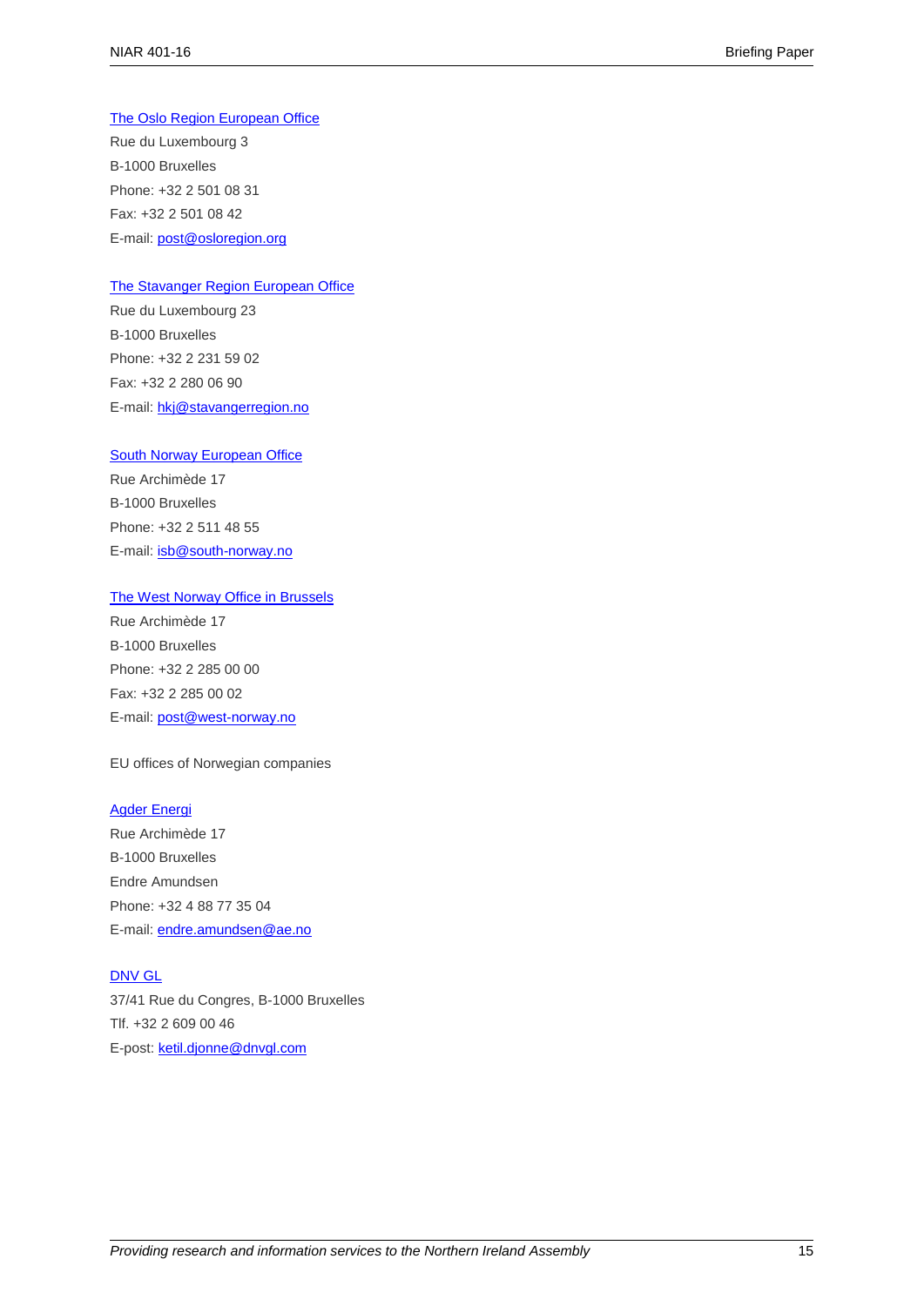[The Oslo Region European Office](#)
Rue du Luxembourg 3
B-1000 Bruxelles
Phone: +32 2 501 08 31
Fax: +32 2 501 08 42
E-mail: [post@osloregion.org](mailto:post@osloregion.org)

[The Stavanger Region European Office](#)
Rue du Luxembourg 23
B-1000 Bruxelles
Phone: +32 2 231 59 02
Fax: +32 2 280 06 90
E-mail: [hkj@stavangerregion.no](mailto:hkj@stavangerregion.no)

[South Norway European Office](#)
Rue Archimède 17
B-1000 Bruxelles
Phone: +32 2 511 48 55
E-mail: [isb@south-norway.no](mailto:isb@south-norway.no)

[The West Norway Office in Brussels](#)
Rue Archimède 17
B-1000 Bruxelles
Phone: +32 2 285 00 00
Fax: +32 2 285 00 02
E-mail: [post@west-norway.no](mailto:post@west-norway.no)

EU offices of Norwegian companies

[Agder Energi](#)
Rue Archimède 17
B-1000 Bruxelles
Endre Amundsen
Phone: +32 4 88 77 35 04
E-mail: [endre.amundsen@ae.no](mailto:endre.amundsen@ae.no)

[DNV GL](#)
37/41 Rue du Congres, B-1000 Bruxelles
Tlf. +32 2 609 00 46
E-post: [ketil.djonne@dnvgl.com](mailto:ketil.djonne@dnvgl.com)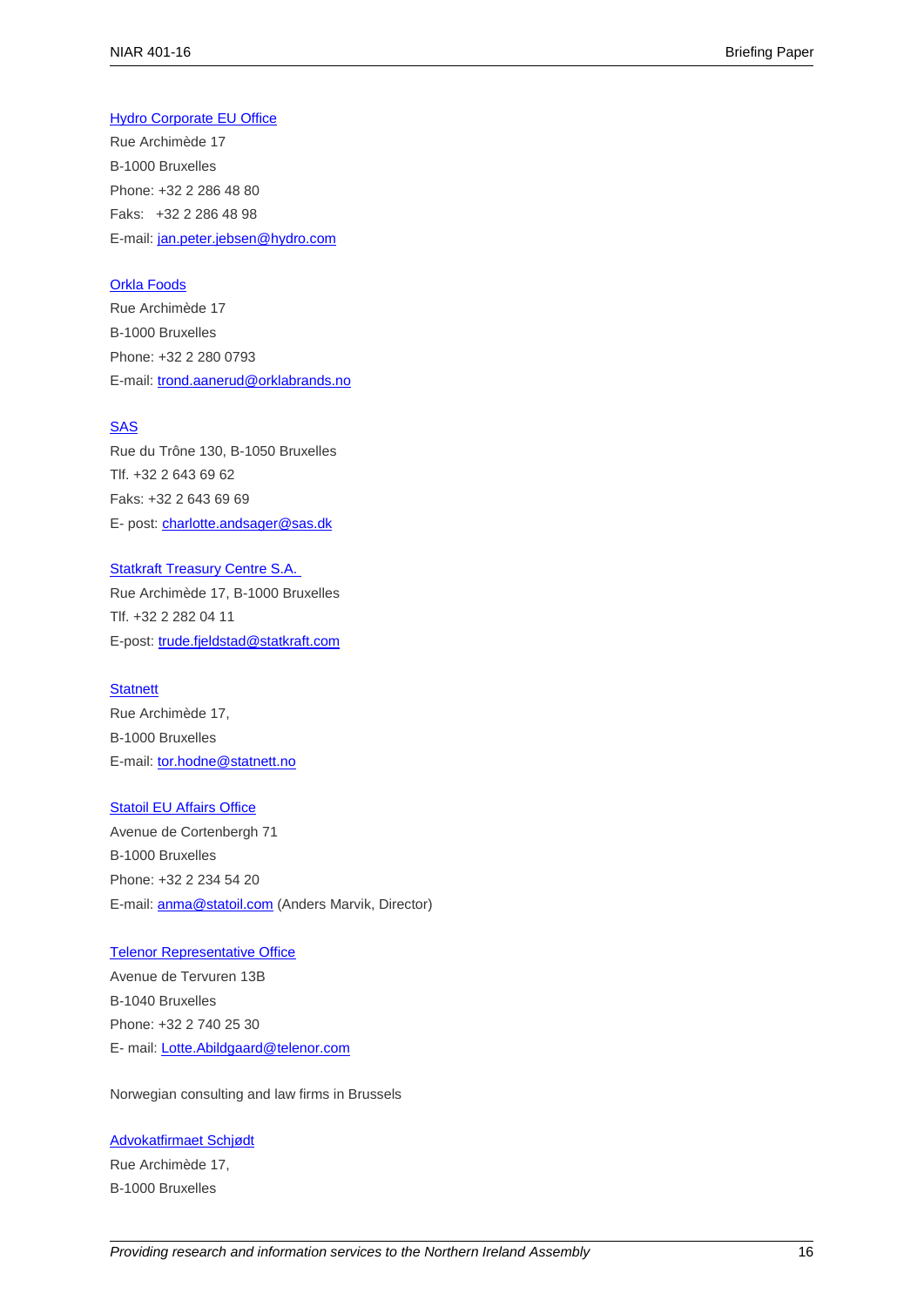Hydro Corporate EU Office
Rue Archimède 17
B-1000 Bruxelles
Phone: +32 2 286 48 80
Faks: +32 2 286 48 98
E-mail: jan.peter.jebsen@hydro.com

Orkla Foods
Rue Archimède 17
B-1000 Bruxelles
Phone: +32 2 280 0793
E-mail: trond.aanerud@orklabrands.no

SAS
Rue du Trône 130, B-1050 Bruxelles
Tlf. +32 2 643 69 62
Faks: +32 2 643 69 69
E- post: charlotte.andsager@sas.dk

Statkraft Treasury Centre S.A.
Rue Archimède 17, B-1000 Bruxelles
Tlf. +32 2 282 04 11
E-post: trude.fjeldstad@statkraft.com

Statnett
Rue Archimède 17,
B-1000 Bruxelles
E-mail: tor.hodne@statnett.no

Statoil EU Affairs Office
Avenue de Cortenbergh 71
B-1000 Bruxelles
Phone: +32 2 234 54 20
E-mail: anma@statoil.com (Anders Marvik, Director)

Telenor Representative Office
Avenue de Tervuren 13B
B-1040 Bruxelles
Phone: +32 2 740 25 30
E- mail: Lotte.Abildgaard@telenor.com

Norwegian consulting and law firms in Brussels

Advokatfirmaet Schjødt
Rue Archimède 17,
B-1000 Bruxelles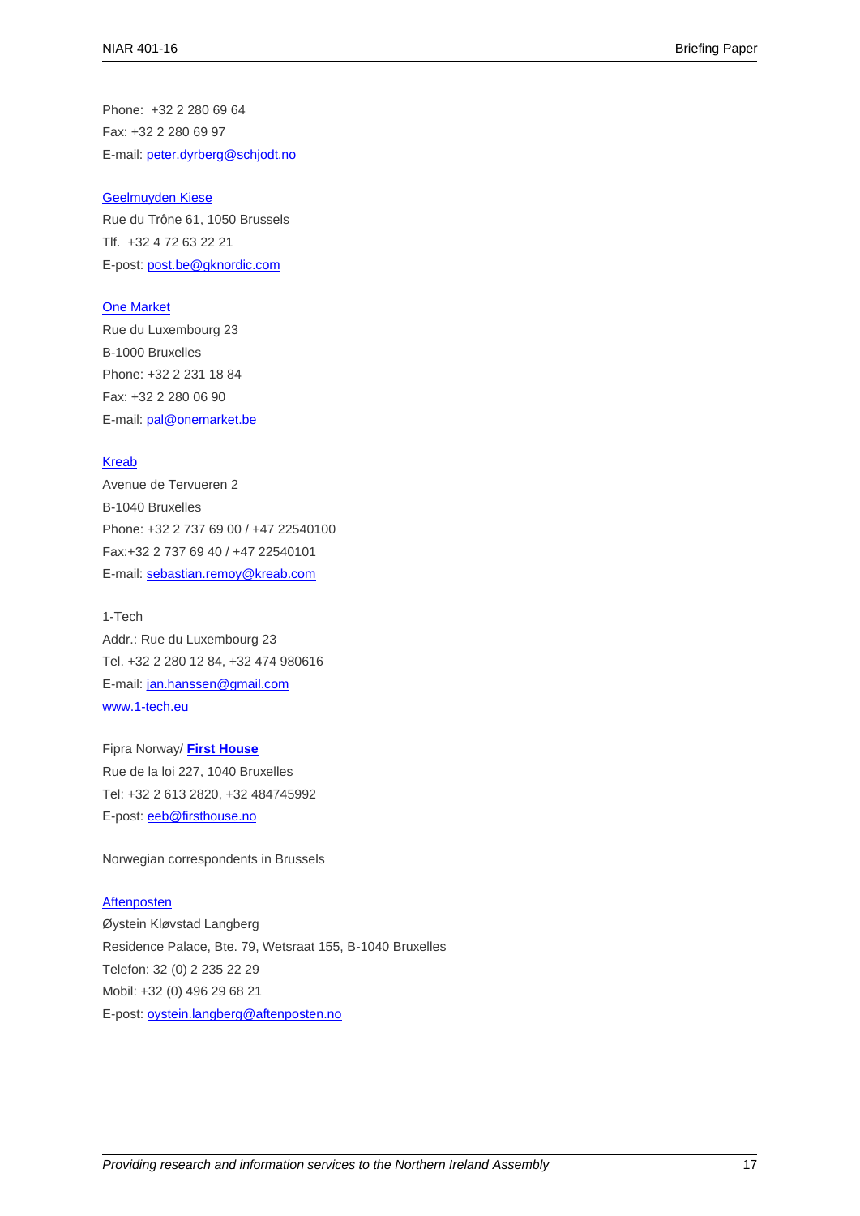Phone: +32 2 280 69 64

Fax: +32 2 280 69 97

E-mail: peter.dyrberg@schjodt.no

Geelmuyden Kiese

Rue du Trône 61, 1050 Brussels

Tlf. +32 4 72 63 22 21

E-post: post.be@gknordic.com

One Market

Rue du Luxembourg 23

B-1000 Bruxelles

Phone: +32 2 231 18 84

Fax: +32 2 280 06 90

E-mail: pal@onemarket.be

Kreab

Avenue de Tervueren 2

B-1040 Bruxelles

Phone: +32 2 737 69 00 / +47 22540100

Fax:+32 2 737 69 40 / +47 22540101

E-mail: sebastian.remoy@kreab.com

1-Tech

Addr.: Rue du Luxembourg 23

Tel. +32 2 280 12 84, +32 474 980616

E-mail: jan.hanssen@gmail.com

www.1-tech.eu

Fipra Norway/ **First House**

Rue de la loi 227, 1040 Bruxelles

Tel: +32 2 613 2820, +32 484745992

E-post: eeb@firsthouse.no

Norwegian correspondents in Brussels

Aftenposten

Øystein Kløvstad Langberg

Residence Palace, Bte. 79, Wetsraat 155, B-1040 Bruxelles

Telefon: 32 (0) 2 235 22 29

Mobil: +32 (0) 496 29 68 21

E-post: oystein.langberg@aftenposten.no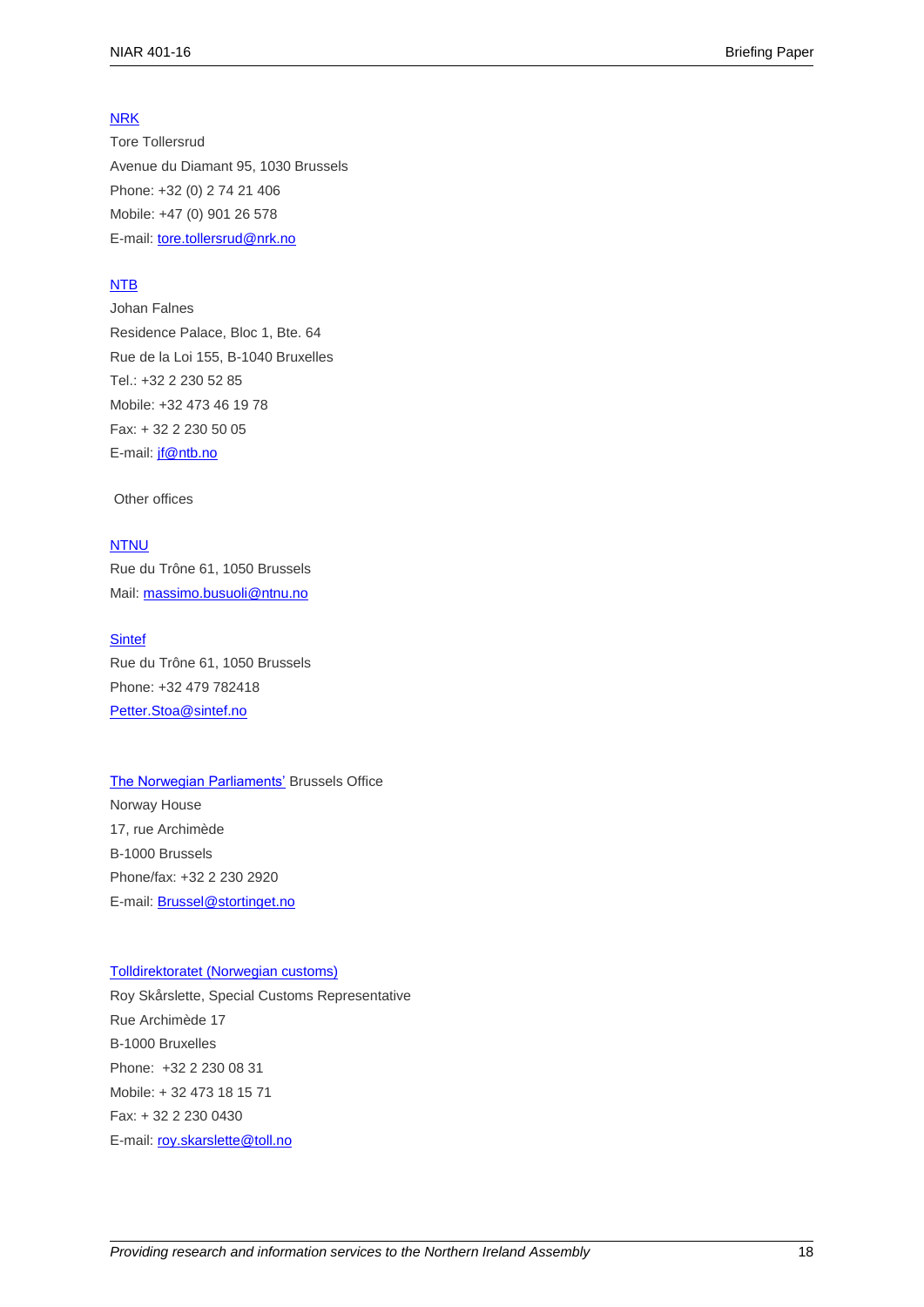NRK

Tore Tollersrud

Avenue du Diamant 95, 1030 Brussels

Phone: +32 (0) 2 74 21 406

Mobile: +47 (0) 901 26 578

E-mail: tore.tollersrud@nrk.no

NTB

Johan Falnes

Residence Palace, Bloc 1, Bte. 64

Rue de la Loi 155, B-1040 Bruxelles

Tel.: +32 2 230 52 85

Mobile: +32 473 46 19 78

Fax: + 32 2 230 50 05

E-mail: jf@ntb.no

Other offices

NTNU

Rue du Trône 61, 1050 Brussels

Mail: massimo.busuoli@ntnu.no

Sintef

Rue du Trône 61, 1050 Brussels

Phone: +32 479 782418

Petter.Stoa@sintef.no

The Norwegian Parliaments' Brussels Office

Norway House

17, rue Archimède

B-1000 Brussels

Phone/fax: +32 2 230 2920

E-mail: Brussel@stortinget.no

Tolldirektoratet (Norwegian customs)

Roy Skårslette, Special Customs Representative

Rue Archimède 17

B-1000 Bruxelles

Phone: +32 2 230 08 31

Mobile: + 32 473 18 15 71

Fax: + 32 2 230 0430

E-mail: roy.skarslette@toll.no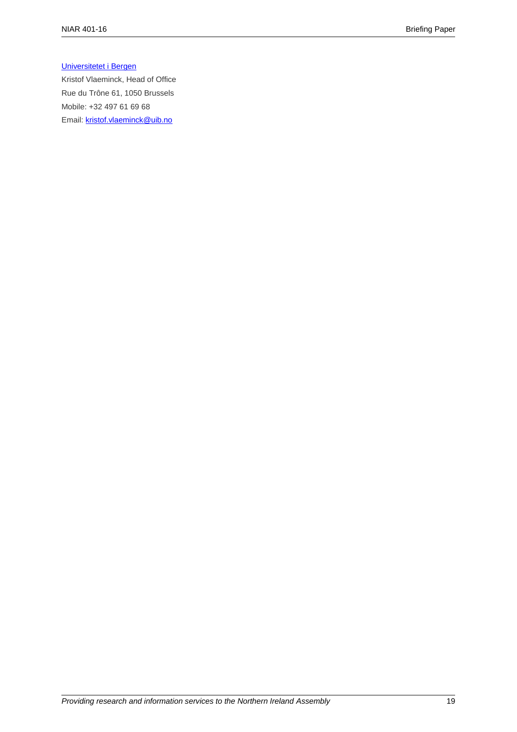[Universitetet i Bergen](https://www.uib.no/)

Kristof Vlaeminck, Head of Office

Rue du Trône 61, 1050 Brussels

Mobile: +32 497 61 69 68

Email: [kristof.vlaeminck@uib.no](mailto:kristof.vlaeminck@uib.no)